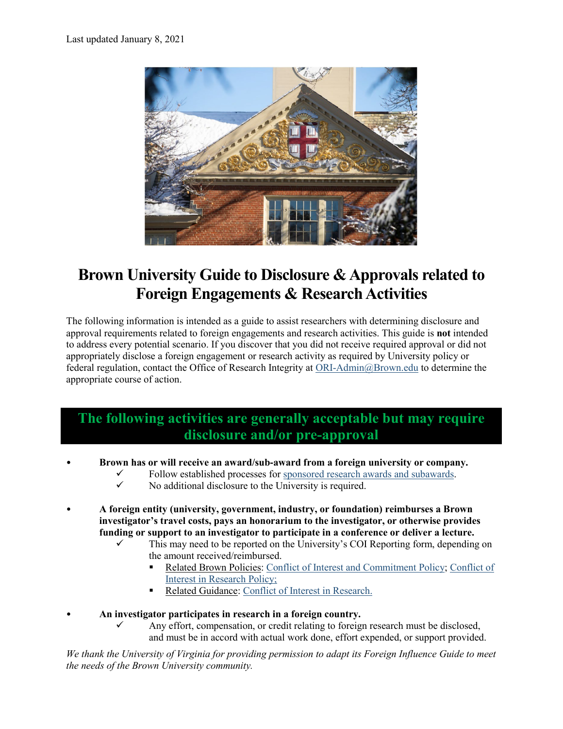Last updated January 8, 2021

# Brown University Guide to Disclosure & Approvals related to Foreign Engagements & Research Activities

The following information is intended as a guide to assist researchers with determining disclosure and approval requirements related to foreign engagements and research activities. This guide is **not** intended to address every potential scenario. If you discover that you did not receive required approval or did not appropriately disclose a foreign engagement or research activity as required by University policy or federal regulation, contact the Office of Research Integrity at ORI-Admin@Brown.edu to determine the appropriate course of action.

## The following activities are generally acceptable but may require disclosure and/or pre-approval

- **Brown has or will receive an award/sub-award from a foreign university or company.**
  - ✓ Follow established processes for sponsored research awards and subawards.
  - ✓ No additional disclosure to the University is required.

- **A foreign entity (university, government, industry, or foundation) reimburses a Brown investigator's travel costs, pays an honorarium to the investigator, or otherwise provides funding or support to an investigator to participate in a conference or deliver a lecture.**
  - ✓ This may need to be reported on the University's COI Reporting form, depending on the amount received/reimbursed.
    - Related Brown Policies: Conflict of Interest and Commitment Policy; Conflict of Interest in Research Policy;
    - Related Guidance: Conflict of Interest in Research.

- **An investigator participates in research in a foreign country.**
  - ✓ Any effort, compensation, or credit relating to foreign research must be disclosed, and must be in accord with actual work done, effort expended, or support provided.

*We thank the University of Virginia for providing permission to adapt its Foreign Influence Guide to meet the needs of the Brown University community.*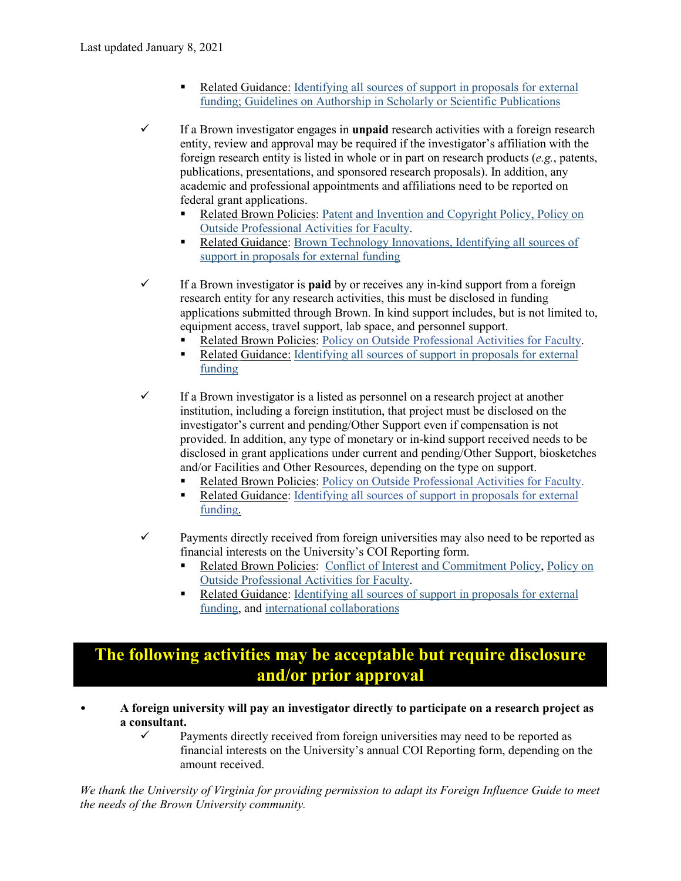- Related Guidance: Identifying all sources of support in proposals for external funding; Guidelines on Authorship in Scholarly or Scientific Publications

✓ If a Brown investigator engages in **unpaid** research activities with a foreign research entity, review and approval may be required if the investigator's affiliation with the foreign research entity is listed in whole or in part on research products (*e.g.*, patents, publications, presentations, and sponsored research proposals). In addition, any academic and professional appointments and affiliations need to be reported on federal grant applications.
  - Related Brown Policies: Patent and Invention and Copyright Policy, Policy on Outside Professional Activities for Faculty.
  - Related Guidance: Brown Technology Innovations, Identifying all sources of support in proposals for external funding

✓ If a Brown investigator is **paid** by or receives any in-kind support from a foreign research entity for any research activities, this must be disclosed in funding applications submitted through Brown. In kind support includes, but is not limited to, equipment access, travel support, lab space, and personnel support.
  - Related Brown Policies: Policy on Outside Professional Activities for Faculty.
  - Related Guidance: Identifying all sources of support in proposals for external funding

✓ If a Brown investigator is a listed as personnel on a research project at another institution, including a foreign institution, that project must be disclosed on the investigator's current and pending/Other Support even if compensation is not provided. In addition, any type of monetary or in-kind support received needs to be disclosed in grant applications under current and pending/Other Support, biosketches and/or Facilities and Other Resources, depending on the type on support.
  - Related Brown Policies: Policy on Outside Professional Activities for Faculty.
  - Related Guidance: Identifying all sources of support in proposals for external funding.

✓ Payments directly received from foreign universities may also need to be reported as financial interests on the University's COI Reporting form.
  - Related Brown Policies: Conflict of Interest and Commitment Policy, Policy on Outside Professional Activities for Faculty.
  - Related Guidance: Identifying all sources of support in proposals for external funding, and international collaborations

## The following activities may be acceptable but require disclosure and/or prior approval

- **A foreign university will pay an investigator directly to participate on a research project as a consultant.**
  - ✓ Payments directly received from foreign universities may need to be reported as financial interests on the University's annual COI Reporting form, depending on the amount received.

*We thank the University of Virginia for providing permission to adapt its Foreign Influence Guide to meet the needs of the Brown University community.*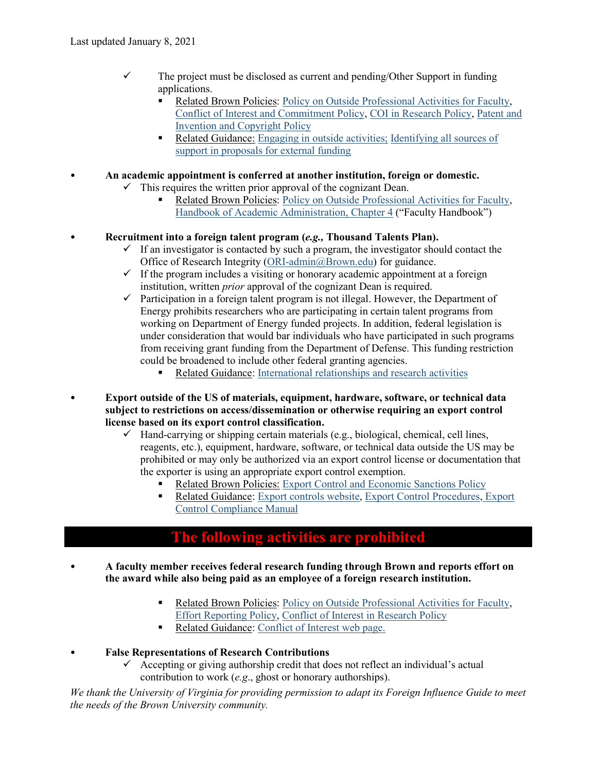- The project must be disclosed as current and pending/Other Support in funding applications.
  - Related Brown Policies: Policy on Outside Professional Activities for Faculty, Conflict of Interest and Commitment Policy, COI in Research Policy, Patent and Invention and Copyright Policy
  - Related Guidance: Engaging in outside activities; Identifying all sources of support in proposals for external funding

- **An academic appointment is conferred at another institution, foreign or domestic.**
  - This requires the written prior approval of the cognizant Dean.
    - Related Brown Policies: Policy on Outside Professional Activities for Faculty, Handbook of Academic Administration, Chapter 4 ("Faculty Handbook")

- **Recruitment into a foreign talent program (*e.g.,* Thousand Talents Plan).**
  - If an investigator is contacted by such a program, the investigator should contact the Office of Research Integrity (ORI-admin@Brown.edu) for guidance.
  - If the program includes a visiting or honorary academic appointment at a foreign institution, written *prior* approval of the cognizant Dean is required.
  - Participation in a foreign talent program is not illegal. However, the Department of Energy prohibits researchers who are participating in certain talent programs from working on Department of Energy funded projects. In addition, federal legislation is under consideration that would bar individuals who have participated in such programs from receiving grant funding from the Department of Defense. This funding restriction could be broadened to include other federal granting agencies.
    - Related Guidance: International relationships and research activities

- **Export outside of the US of materials, equipment, hardware, software, or technical data subject to restrictions on access/dissemination or otherwise requiring an export control license based on its export control classification.**
  - Hand-carrying or shipping certain materials (e.g., biological, chemical, cell lines, reagents, etc.), equipment, hardware, software, or technical data outside the US may be prohibited or may only be authorized via an export control license or documentation that the exporter is using an appropriate export control exemption.
    - Related Brown Policies: Export Control and Economic Sanctions Policy
    - Related Guidance: Export controls website, Export Control Procedures, Export Control Compliance Manual

## The following activities are prohibited

- **A faculty member receives federal research funding through Brown and reports effort on the award while also being paid as an employee of a foreign research institution.**
  - Related Brown Policies: Policy on Outside Professional Activities for Faculty, Effort Reporting Policy, Conflict of Interest in Research Policy
  - Related Guidance: Conflict of Interest web page.

- **False Representations of Research Contributions**
  - Accepting or giving authorship credit that does not reflect an individual's actual contribution to work (*e.g*., ghost or honorary authorships).

*We thank the University of Virginia for providing permission to adapt its Foreign Influence Guide to meet the needs of the Brown University community.*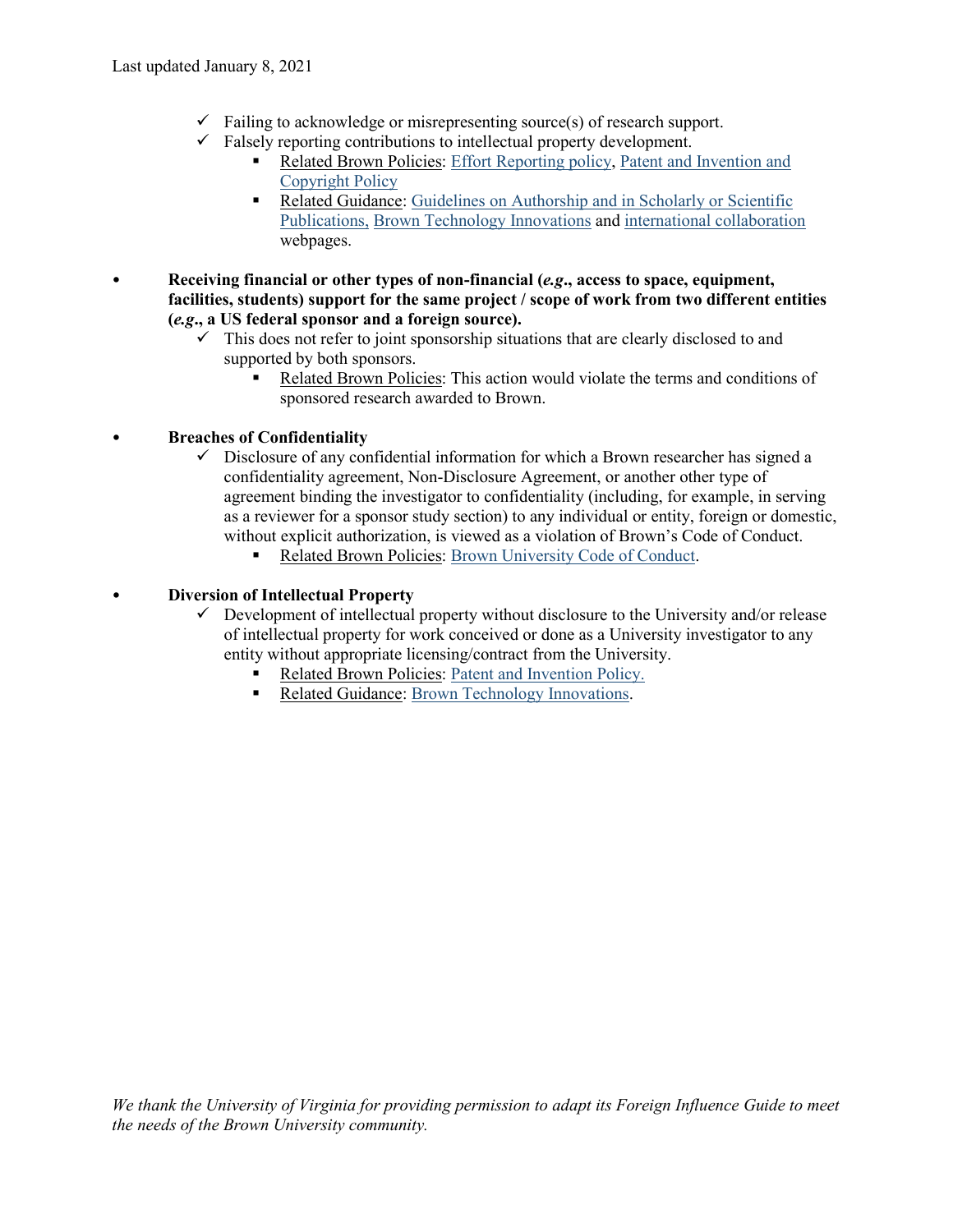- Failing to acknowledge or misrepresenting source(s) of research support.
- Falsely reporting contributions to intellectual property development.
  - Related Brown Policies: Effort Reporting policy, Patent and Invention and Copyright Policy
  - Related Guidance: Guidelines on Authorship and in Scholarly or Scientific Publications, Brown Technology Innovations and international collaboration webpages.

- **Receiving financial or other types of non-financial (*e.g.*, access to space, equipment, facilities, students) support for the same project / scope of work from two different entities (*e.g.*, a US federal sponsor and a foreign source).**
  - This does not refer to joint sponsorship situations that are clearly disclosed to and supported by both sponsors.
    - Related Brown Policies: This action would violate the terms and conditions of sponsored research awarded to Brown.

- **Breaches of Confidentiality**
  - Disclosure of any confidential information for which a Brown researcher has signed a confidentiality agreement, Non-Disclosure Agreement, or another other type of agreement binding the investigator to confidentiality (including, for example, in serving as a reviewer for a sponsor study section) to any individual or entity, foreign or domestic, without explicit authorization, is viewed as a violation of Brown's Code of Conduct.
    - Related Brown Policies: Brown University Code of Conduct.

- **Diversion of Intellectual Property**
  - Development of intellectual property without disclosure to the University and/or release of intellectual property for work conceived or done as a University investigator to any entity without appropriate licensing/contract from the University.
    - Related Brown Policies: Patent and Invention Policy.
    - Related Guidance: Brown Technology Innovations.

*We thank the University of Virginia for providing permission to adapt its Foreign Influence Guide to meet the needs of the Brown University community.*